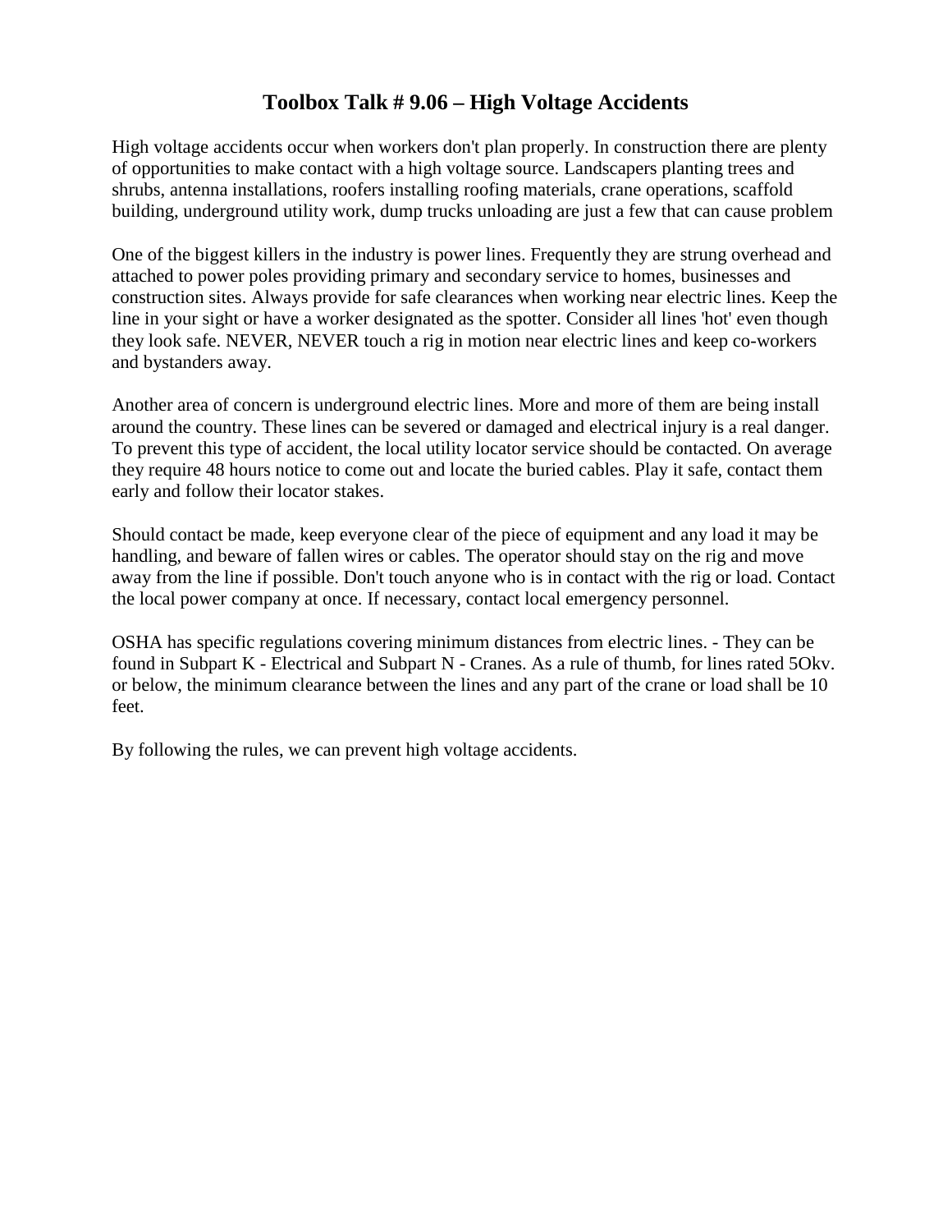# Toolbox Talk # 9.06 – High Voltage Accidents

High voltage accidents occur when workers don't plan properly. In construction there are plenty of opportunities to make contact with a high voltage source. Landscapers planting trees and shrubs, antenna installations, roofers installing roofing materials, crane operations, scaffold building, underground utility work, dump trucks unloading are just a few that can cause problem

One of the biggest killers in the industry is power lines. Frequently they are strung overhead and attached to power poles providing primary and secondary service to homes, businesses and construction sites. Always provide for safe clearances when working near electric lines. Keep the line in your sight or have a worker designated as the spotter. Consider all lines 'hot' even though they look safe. NEVER, NEVER touch a rig in motion near electric lines and keep co-workers and bystanders away.

Another area of concern is underground electric lines. More and more of them are being install around the country. These lines can be severed or damaged and electrical injury is a real danger. To prevent this type of accident, the local utility locator service should be contacted. On average they require 48 hours notice to come out and locate the buried cables. Play it safe, contact them early and follow their locator stakes.

Should contact be made, keep everyone clear of the piece of equipment and any load it may be handling, and beware of fallen wires or cables. The operator should stay on the rig and move away from the line if possible. Don't touch anyone who is in contact with the rig or load. Contact the local power company at once. If necessary, contact local emergency personnel.

OSHA has specific regulations covering minimum distances from electric lines. - They can be found in Subpart K - Electrical and Subpart N - Cranes. As a rule of thumb, for lines rated 5Okv. or below, the minimum clearance between the lines and any part of the crane or load shall be 10 feet.

By following the rules, we can prevent high voltage accidents.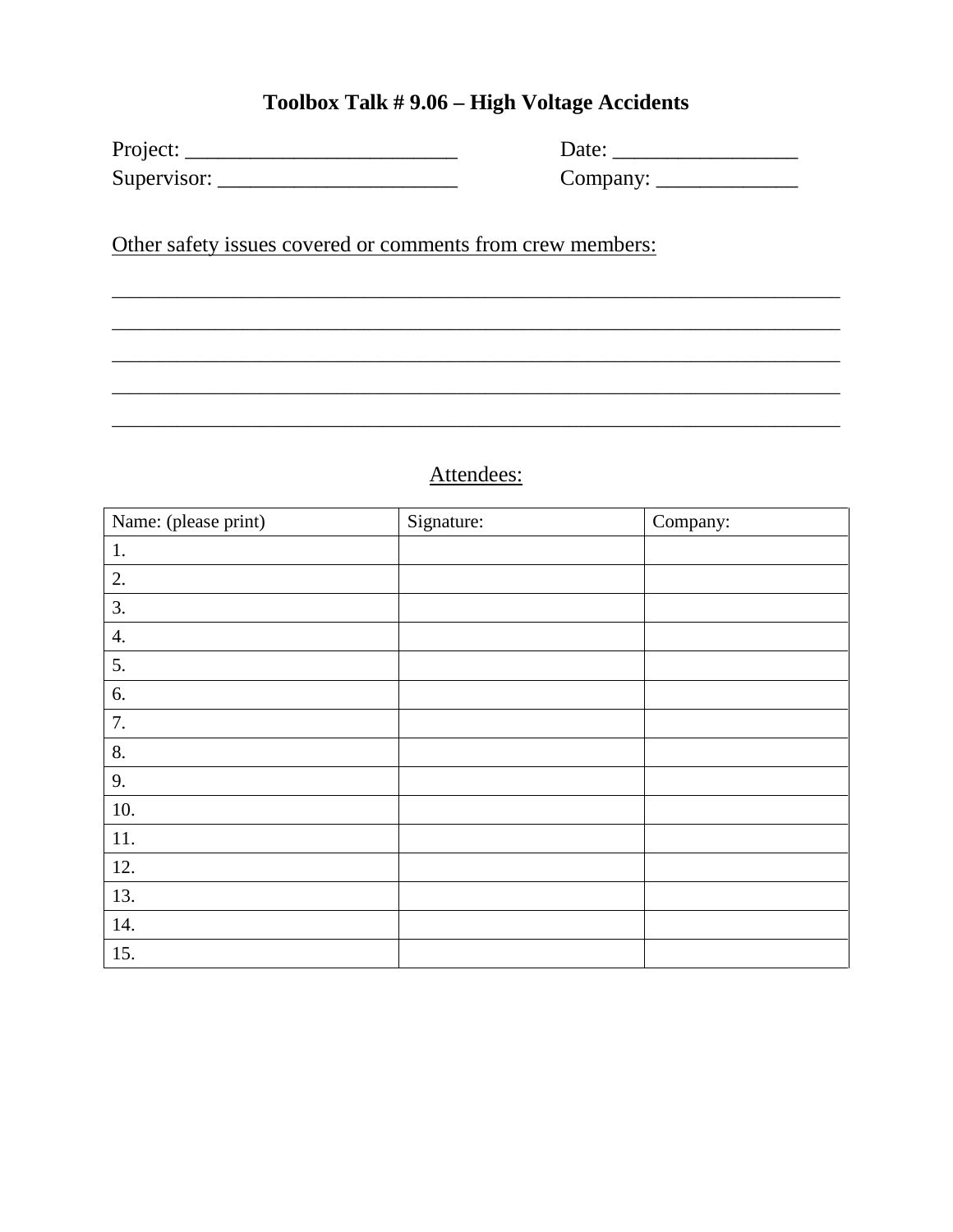# Toolbox Talk # 9.06 – High Voltage Accidents

Project: _________________________ Date: _________________

Supervisor: ______________________ Company: _____________

Other safety issues covered or comments from crew members:

_____________________________________________________________________

_____________________________________________________________________

_____________________________________________________________________

_____________________________________________________________________

_____________________________________________________________________

## Attendees:

| Name: (please print) | Signature: | Company: |
|---|---|---|
| 1. | | |
| 2. | | |
| 3. | | |
| 4. | | |
| 5. | | |
| 6. | | |
| 7. | | |
| 8. | | |
| 9. | | |
| 10. | | |
| 11. | | |
| 12. | | |
| 13. | | |
| 14. | | |
| 15. | | |